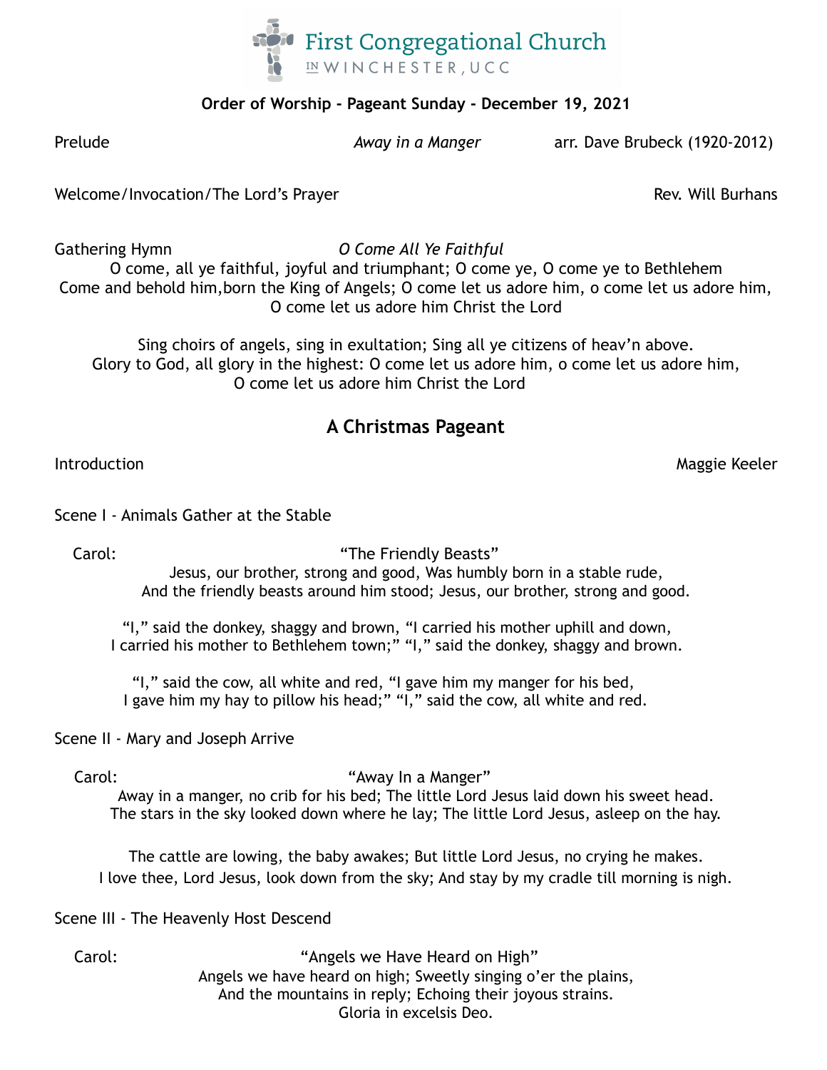First Congregational Church
IN WINCHESTER, UCC

**Order of Worship - Pageant Sunday - December 19, 2021**

Prelude — *Away in a Manger* — arr. Dave Brubeck (1920-2012)

Welcome/Invocation/The Lord's Prayer — Rev. Will Burhans

Gathering Hymn — *O Come All Ye Faithful*

O come, all ye faithful, joyful and triumphant; O come ye, O come ye to Bethlehem
Come and behold him,born the King of Angels; O come let us adore him, o come let us adore him,
O come let us adore him Christ the Lord

Sing choirs of angels, sing in exultation; Sing all ye citizens of heav'n above.
Glory to God, all glory in the highest: O come let us adore him, o come let us adore him,
O come let us adore him Christ the Lord

## A Christmas Pageant

Introduction — Maggie Keeler

Scene I - Animals Gather at the Stable

Carol: "The Friendly Beasts"

Jesus, our brother, strong and good, Was humbly born in a stable rude,
And the friendly beasts around him stood; Jesus, our brother, strong and good.

"I," said the donkey, shaggy and brown, "I carried his mother uphill and down,
I carried his mother to Bethlehem town;" "I," said the donkey, shaggy and brown.

"I," said the cow, all white and red, "I gave him my manger for his bed,
I gave him my hay to pillow his head;" "I," said the cow, all white and red.

Scene II - Mary and Joseph Arrive

Carol: "Away In a Manger"

Away in a manger, no crib for his bed; The little Lord Jesus laid down his sweet head.
The stars in the sky looked down where he lay; The little Lord Jesus, asleep on the hay.

The cattle are lowing, the baby awakes; But little Lord Jesus, no crying he makes.
I love thee, Lord Jesus, look down from the sky; And stay by my cradle till morning is nigh.

Scene III - The Heavenly Host Descend

Carol: "Angels we Have Heard on High"

Angels we have heard on high; Sweetly singing o'er the plains,
And the mountains in reply; Echoing their joyous strains.
Gloria in excelsis Deo.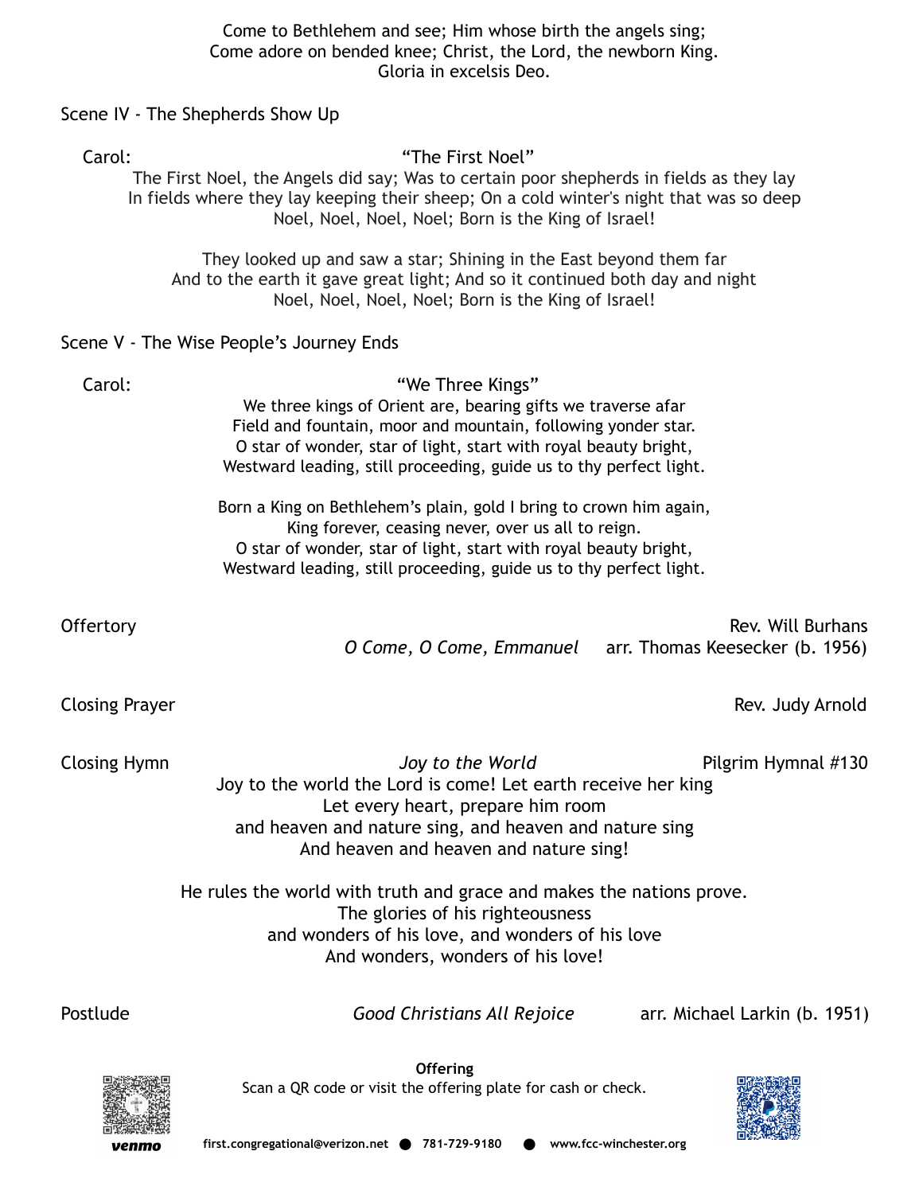Come to Bethlehem and see; Him whose birth the angels sing;
Come adore on bended knee; Christ, the Lord, the newborn King.
Gloria in excelsis Deo.

Scene IV - The Shepherds Show Up

Carol: "The First Noel"

The First Noel, the Angels did say; Was to certain poor shepherds in fields as they lay
In fields where they lay keeping their sheep; On a cold winter's night that was so deep
Noel, Noel, Noel, Noel; Born is the King of Israel!

They looked up and saw a star; Shining in the East beyond them far
And to the earth it gave great light; And so it continued both day and night
Noel, Noel, Noel, Noel; Born is the King of Israel!

Scene V - The Wise People's Journey Ends

Carol: "We Three Kings"

We three kings of Orient are, bearing gifts we traverse afar
Field and fountain, moor and mountain, following yonder star.
O star of wonder, star of light, start with royal beauty bright,
Westward leading, still proceeding, guide us to thy perfect light.

Born a King on Bethlehem's plain, gold I bring to crown him again,
King forever, ceasing never, over us all to reign.
O star of wonder, star of light, start with royal beauty bright,
Westward leading, still proceeding, guide us to thy perfect light.

Offertory — Rev. Will Burhans
*O Come, O Come, Emmanuel* — arr. Thomas Keesecker (b. 1956)

Closing Prayer — Rev. Judy Arnold

Closing Hymn — *Joy to the World* — Pilgrim Hymnal #130

Joy to the world the Lord is come! Let earth receive her king
Let every heart, prepare him room
and heaven and nature sing, and heaven and nature sing
And heaven and heaven and nature sing!

He rules the world with truth and grace and makes the nations prove.
The glories of his righteousness
and wonders of his love, and wonders of his love
And wonders, wonders of his love!

Postlude — *Good Christians All Rejoice* — arr. Michael Larkin (b. 1951)

**Offering**
Scan a QR code or visit the offering plate for cash or check.

venmo

**first.congregational@verizon.net ● 781-729-9180 ● www.fcc-winchester.org**